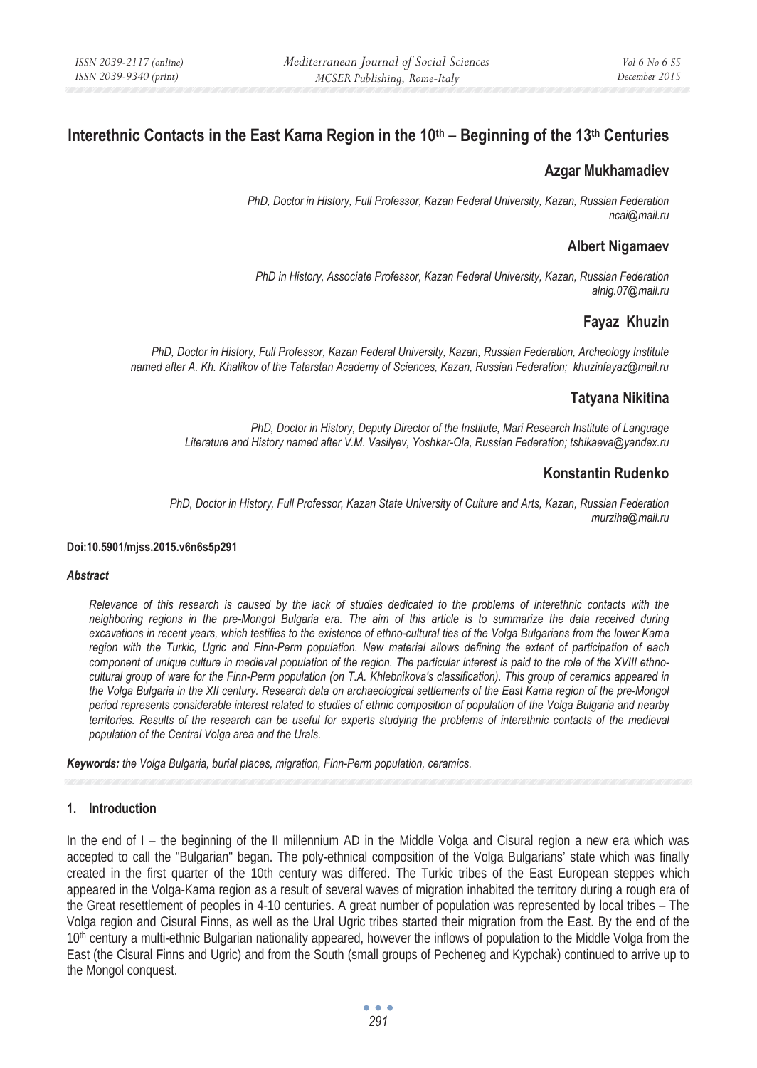# Interethnic Contacts in the East Kama Region in the 10th – Beginning of the 13th Centuries

## Azgar Mukhamadiev

*PhD, Doctor in History, Full Professor, Kazan Federal University, Kazan, Russian Federation*
*ncai@mail.ru*

## Albert Nigamaev

*PhD in History, Associate Professor, Kazan Federal University, Kazan, Russian Federation*
*alnig.07@mail.ru*

## Fayaz Khuzin

*PhD, Doctor in History, Full Professor, Kazan Federal University, Kazan, Russian Federation, Archeology Institute named after A. Kh. Khalikov of the Tatarstan Academy of Sciences, Kazan, Russian Federation; khuzinfayaz@mail.ru*

## Tatyana Nikitina

*PhD, Doctor in History, Deputy Director of the Institute, Mari Research Institute of Language Literature and History named after V.M. Vasilyev, Yoshkar-Ola, Russian Federation; tshikaeva@yandex.ru*

## Konstantin Rudenko

*PhD, Doctor in History, Full Professor, Kazan State University of Culture and Arts, Kazan, Russian Federation*
*murziha@mail.ru*

**Doi:10.5901/mjss.2015.v6n6s5p291**

***Abstract***

*Relevance of this research is caused by the lack of studies dedicated to the problems of interethnic contacts with the neighboring regions in the pre-Mongol Bulgaria era. The aim of this article is to summarize the data received during excavations in recent years, which testifies to the existence of ethno-cultural ties of the Volga Bulgarians from the lower Kama region with the Turkic, Ugric and Finn-Perm population. New material allows defining the extent of participation of each component of unique culture in medieval population of the region. The particular interest is paid to the role of the XVIII ethno-cultural group of ware for the Finn-Perm population (on T.A. Khlebnikova's classification). This group of ceramics appeared in the Volga Bulgaria in the XII century. Research data on archaeological settlements of the East Kama region of the pre-Mongol period represents considerable interest related to studies of ethnic composition of population of the Volga Bulgaria and nearby territories. Results of the research can be useful for experts studying the problems of interethnic contacts of the medieval population of the Central Volga area and the Urals.*

***Keywords:*** *the Volga Bulgaria, burial places, migration, Finn-Perm population, ceramics.*

## 1. Introduction

In the end of I – the beginning of the II millennium AD in the Middle Volga and Cisural region a new era which was accepted to call the "Bulgarian" began. The poly-ethnical composition of the Volga Bulgarians' state which was finally created in the first quarter of the 10th century was differed. The Turkic tribes of the East European steppes which appeared in the Volga-Kama region as a result of several waves of migration inhabited the territory during a rough era of the Great resettlement of peoples in 4-10 centuries. A great number of population was represented by local tribes – The Volga region and Cisural Finns, as well as the Ural Ugric tribes started their migration from the East. By the end of the 10th century a multi-ethnic Bulgarian nationality appeared, however the inflows of population to the Middle Volga from the East (the Cisural Finns and Ugric) and from the South (small groups of Pecheneg and Kypchak) continued to arrive up to the Mongol conquest.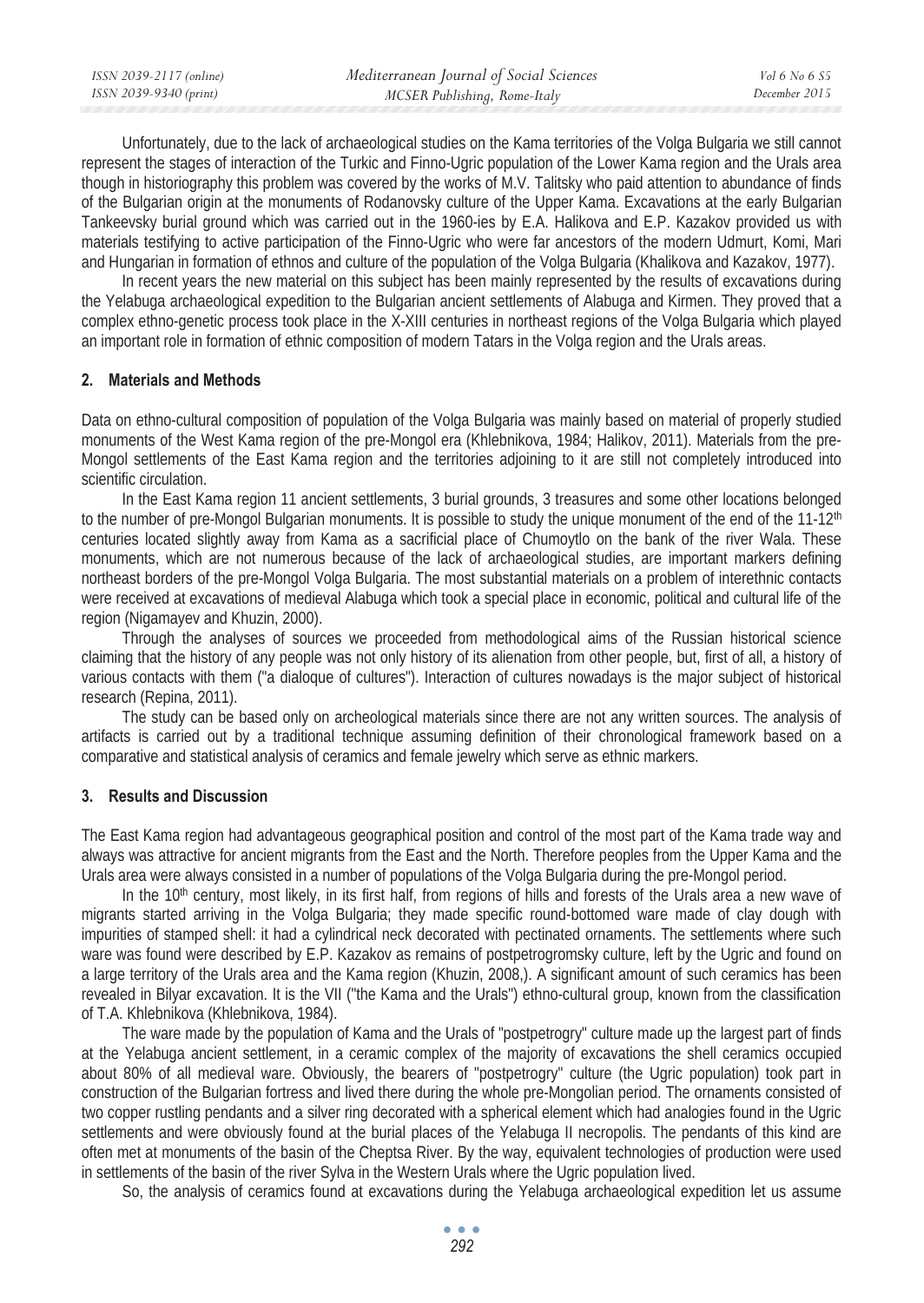Unfortunately, due to the lack of archaeological studies on the Kama territories of the Volga Bulgaria we still cannot represent the stages of interaction of the Turkic and Finno-Ugric population of the Lower Kama region and the Urals area though in historiography this problem was covered by the works of M.V. Talitsky who paid attention to abundance of finds of the Bulgarian origin at the monuments of Rodanovsky culture of the Upper Kama. Excavations at the early Bulgarian Tankeevsky burial ground which was carried out in the 1960-ies by E.A. Halikova and E.P. Kazakov provided us with materials testifying to active participation of the Finno-Ugric who were far ancestors of the modern Udmurt, Komi, Mari and Hungarian in formation of ethnos and culture of the population of the Volga Bulgaria (Khalikova and Kazakov, 1977).

In recent years the new material on this subject has been mainly represented by the results of excavations during the Yelabuga archaeological expedition to the Bulgarian ancient settlements of Alabuga and Kirmen. They proved that a complex ethno-genetic process took place in the X-XIII centuries in northeast regions of the Volga Bulgaria which played an important role in formation of ethnic composition of modern Tatars in the Volga region and the Urals areas.

## 2. Materials and Methods

Data on ethno-cultural composition of population of the Volga Bulgaria was mainly based on material of properly studied monuments of the West Kama region of the pre-Mongol era (Khlebnikova, 1984; Halikov, 2011). Materials from the pre-Mongol settlements of the East Kama region and the territories adjoining to it are still not completely introduced into scientific circulation.

In the East Kama region 11 ancient settlements, 3 burial grounds, 3 treasures and some other locations belonged to the number of pre-Mongol Bulgarian monuments. It is possible to study the unique monument of the end of the 11-12th centuries located slightly away from Kama as a sacrificial place of Chumoytlo on the bank of the river Wala. These monuments, which are not numerous because of the lack of archaeological studies, are important markers defining northeast borders of the pre-Mongol Volga Bulgaria. The most substantial materials on a problem of interethnic contacts were received at excavations of medieval Alabuga which took a special place in economic, political and cultural life of the region (Nigamayev and Khuzin, 2000).

Through the analyses of sources we proceeded from methodological aims of the Russian historical science claiming that the history of any people was not only history of its alienation from other people, but, first of all, a history of various contacts with them ("a dialoque of cultures"). Interaction of cultures nowadays is the major subject of historical research (Repina, 2011).

The study can be based only on archeological materials since there are not any written sources. The analysis of artifacts is carried out by a traditional technique assuming definition of their chronological framework based on a comparative and statistical analysis of ceramics and female jewelry which serve as ethnic markers.

## 3. Results and Discussion

The East Kama region had advantageous geographical position and control of the most part of the Kama trade way and always was attractive for ancient migrants from the East and the North. Therefore peoples from the Upper Kama and the Urals area were always consisted in a number of populations of the Volga Bulgaria during the pre-Mongol period.

In the 10th century, most likely, in its first half, from regions of hills and forests of the Urals area a new wave of migrants started arriving in the Volga Bulgaria; they made specific round-bottomed ware made of clay dough with impurities of stamped shell: it had a cylindrical neck decorated with pectinated ornaments. The settlements where such ware was found were described by E.P. Kazakov as remains of postpetrogromsky culture, left by the Ugric and found on a large territory of the Urals area and the Kama region (Khuzin, 2008,). A significant amount of such ceramics has been revealed in Bilyar excavation. It is the VII ("the Kama and the Urals") ethno-cultural group, known from the classification of T.A. Khlebnikova (Khlebnikova, 1984).

The ware made by the population of Kama and the Urals of "postpetrogry" culture made up the largest part of finds at the Yelabuga ancient settlement, in a ceramic complex of the majority of excavations the shell ceramics occupied about 80% of all medieval ware. Obviously, the bearers of "postpetrogry" culture (the Ugric population) took part in construction of the Bulgarian fortress and lived there during the whole pre-Mongolian period. The ornaments consisted of two copper rustling pendants and a silver ring decorated with a spherical element which had analogies found in the Ugric settlements and were obviously found at the burial places of the Yelabuga II necropolis. The pendants of this kind are often met at monuments of the basin of the Cheptsa River. By the way, equivalent technologies of production were used in settlements of the basin of the river Sylva in the Western Urals where the Ugric population lived.

So, the analysis of ceramics found at excavations during the Yelabuga archaeological expedition let us assume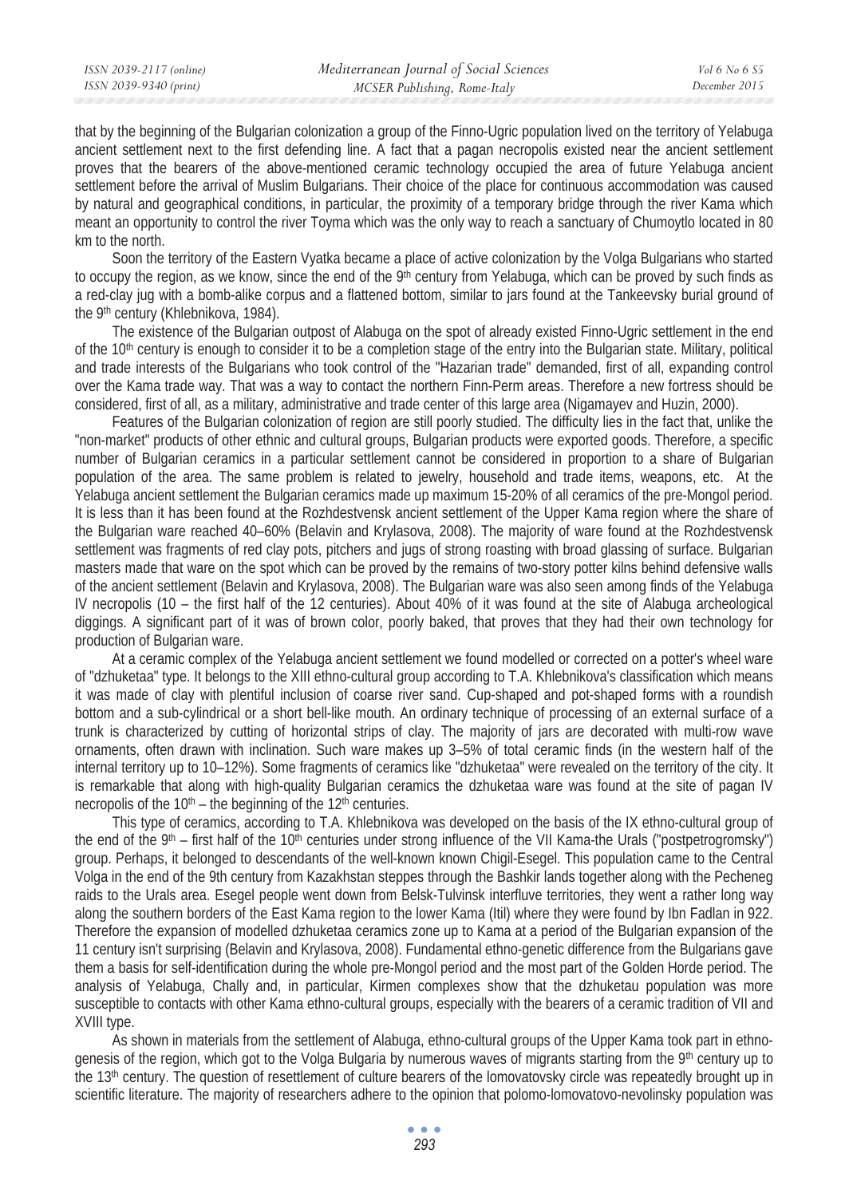that by the beginning of the Bulgarian colonization a group of the Finno-Ugric population lived on the territory of Yelabuga ancient settlement next to the first defending line. A fact that a pagan necropolis existed near the ancient settlement proves that the bearers of the above-mentioned ceramic technology occupied the area of future Yelabuga ancient settlement before the arrival of Muslim Bulgarians. Their choice of the place for continuous accommodation was caused by natural and geographical conditions, in particular, the proximity of a temporary bridge through the river Kama which meant an opportunity to control the river Toyma which was the only way to reach a sanctuary of Chumoytlo located in 80 km to the north.

Soon the territory of the Eastern Vyatka became a place of active colonization by the Volga Bulgarians who started to occupy the region, as we know, since the end of the 9th century from Yelabuga, which can be proved by such finds as a red-clay jug with a bomb-alike corpus and a flattened bottom, similar to jars found at the Tankeevsky burial ground of the 9th century (Khlebnikova, 1984).

The existence of the Bulgarian outpost of Alabuga on the spot of already existed Finno-Ugric settlement in the end of the 10th century is enough to consider it to be a completion stage of the entry into the Bulgarian state. Military, political and trade interests of the Bulgarians who took control of the "Hazarian trade" demanded, first of all, expanding control over the Kama trade way. That was a way to contact the northern Finn-Perm areas. Therefore a new fortress should be considered, first of all, as a military, administrative and trade center of this large area (Nigamayev and Huzin, 2000).

Features of the Bulgarian colonization of region are still poorly studied. The difficulty lies in the fact that, unlike the "non-market" products of other ethnic and cultural groups, Bulgarian products were exported goods. Therefore, a specific number of Bulgarian ceramics in a particular settlement cannot be considered in proportion to a share of Bulgarian population of the area. The same problem is related to jewelry, household and trade items, weapons, etc. At the Yelabuga ancient settlement the Bulgarian ceramics made up maximum 15-20% of all ceramics of the pre-Mongol period. It is less than it has been found at the Rozhdestvensk ancient settlement of the Upper Kama region where the share of the Bulgarian ware reached 40–60% (Belavin and Krylasova, 2008). The majority of ware found at the Rozhdestvensk settlement was fragments of red clay pots, pitchers and jugs of strong roasting with broad glassing of surface. Bulgarian masters made that ware on the spot which can be proved by the remains of two-story potter kilns behind defensive walls of the ancient settlement (Belavin and Krylasova, 2008). The Bulgarian ware was also seen among finds of the Yelabuga IV necropolis (10 – the first half of the 12 centuries). About 40% of it was found at the site of Alabuga archeological diggings. A significant part of it was of brown color, poorly baked, that proves that they had their own technology for production of Bulgarian ware.

At a ceramic complex of the Yelabuga ancient settlement we found modelled or corrected on a potter's wheel ware of "dzhuketaa" type. It belongs to the XIII ethno-cultural group according to T.A. Khlebnikova's classification which means it was made of clay with plentiful inclusion of coarse river sand. Cup-shaped and pot-shaped forms with a roundish bottom and a sub-cylindrical or a short bell-like mouth. An ordinary technique of processing of an external surface of a trunk is characterized by cutting of horizontal strips of clay. The majority of jars are decorated with multi-row wave ornaments, often drawn with inclination. Such ware makes up 3–5% of total ceramic finds (in the western half of the internal territory up to 10–12%). Some fragments of ceramics like "dzhuketaa" were revealed on the territory of the city. It is remarkable that along with high-quality Bulgarian ceramics the dzhuketaa ware was found at the site of pagan IV necropolis of the 10th – the beginning of the 12th centuries.

This type of ceramics, according to T.A. Khlebnikova was developed on the basis of the IX ethno-cultural group of the end of the 9th – first half of the 10th centuries under strong influence of the VII Kama-the Urals ("postpetrogromsky") group. Perhaps, it belonged to descendants of the well-known known Chigil-Esegel. This population came to the Central Volga in the end of the 9th century from Kazakhstan steppes through the Bashkir lands together along with the Pecheneg raids to the Urals area. Esegel people went down from Belsk-Tulvinsk interfluve territories, they went a rather long way along the southern borders of the East Kama region to the lower Kama (Itil) where they were found by Ibn Fadlan in 922. Therefore the expansion of modelled dzhuketaa ceramics zone up to Kama at a period of the Bulgarian expansion of the 11 century isn't surprising (Belavin and Krylasova, 2008). Fundamental ethno-genetic difference from the Bulgarians gave them a basis for self-identification during the whole pre-Mongol period and the most part of the Golden Horde period. The analysis of Yelabuga, Chally and, in particular, Kirmen complexes show that the dzhuketau population was more susceptible to contacts with other Kama ethno-cultural groups, especially with the bearers of a ceramic tradition of VII and XVIII type.

As shown in materials from the settlement of Alabuga, ethno-cultural groups of the Upper Kama took part in ethno-genesis of the region, which got to the Volga Bulgaria by numerous waves of migrants starting from the 9th century up to the 13th century. The question of resettlement of culture bearers of the lomovatovsky circle was repeatedly brought up in scientific literature. The majority of researchers adhere to the opinion that polomo-lomovatovo-nevolinsky population was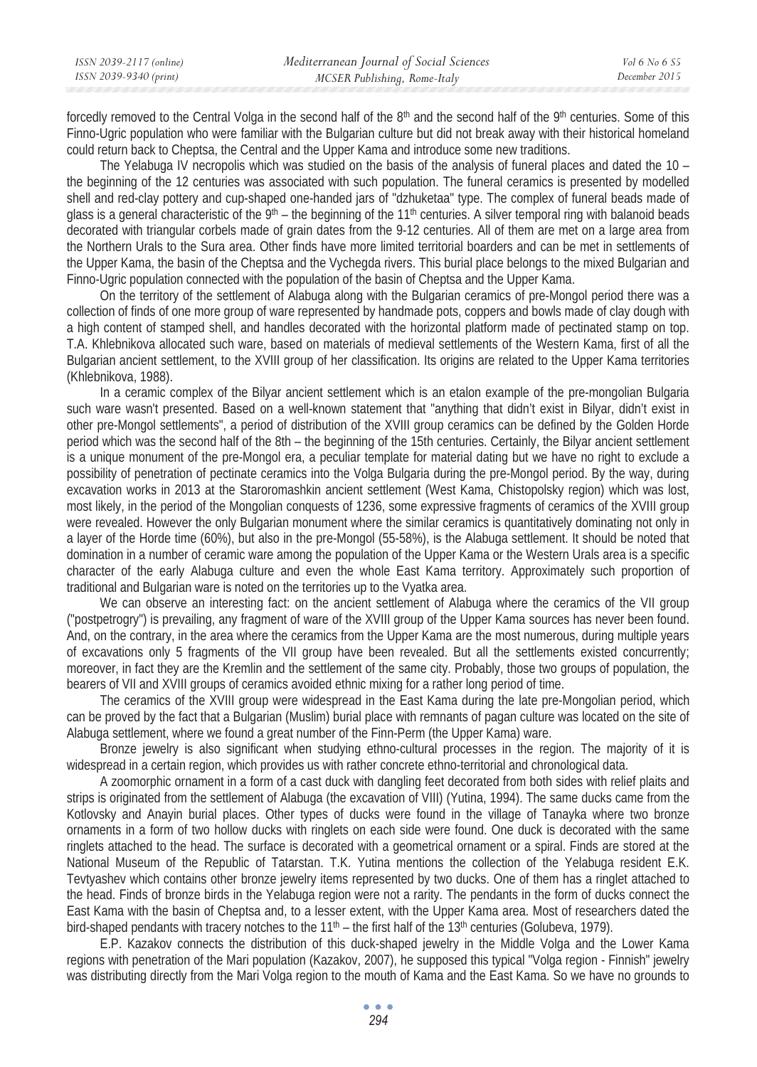forcedly removed to the Central Volga in the second half of the 8th and the second half of the 9th centuries. Some of this Finno-Ugric population who were familiar with the Bulgarian culture but did not break away with their historical homeland could return back to Cheptsa, the Central and the Upper Kama and introduce some new traditions.

The Yelabuga IV necropolis which was studied on the basis of the analysis of funeral places and dated the 10 – the beginning of the 12 centuries was associated with such population. The funeral ceramics is presented by modelled shell and red-clay pottery and cup-shaped one-handed jars of "dzhuketaa" type. The complex of funeral beads made of glass is a general characteristic of the 9th – the beginning of the 11th centuries. A silver temporal ring with balanoid beads decorated with triangular corbels made of grain dates from the 9-12 centuries. All of them are met on a large area from the Northern Urals to the Sura area. Other finds have more limited territorial boarders and can be met in settlements of the Upper Kama, the basin of the Cheptsa and the Vychegda rivers. This burial place belongs to the mixed Bulgarian and Finno-Ugric population connected with the population of the basin of Cheptsa and the Upper Kama.

On the territory of the settlement of Alabuga along with the Bulgarian ceramics of pre-Mongol period there was a collection of finds of one more group of ware represented by handmade pots, coppers and bowls made of clay dough with a high content of stamped shell, and handles decorated with the horizontal platform made of pectinated stamp on top. T.A. Khlebnikova allocated such ware, based on materials of medieval settlements of the Western Kama, first of all the Bulgarian ancient settlement, to the XVIII group of her classification. Its origins are related to the Upper Kama territories (Khlebnikova, 1988).

In a ceramic complex of the Bilyar ancient settlement which is an etalon example of the pre-mongolian Bulgaria such ware wasn't presented. Based on a well-known statement that "anything that didn't exist in Bilyar, didn't exist in other pre-Mongol settlements", a period of distribution of the XVIII group ceramics can be defined by the Golden Horde period which was the second half of the 8th – the beginning of the 15th centuries. Certainly, the Bilyar ancient settlement is a unique monument of the pre-Mongol era, a peculiar template for material dating but we have no right to exclude a possibility of penetration of pectinate ceramics into the Volga Bulgaria during the pre-Mongol period. By the way, during excavation works in 2013 at the Staroromashkin ancient settlement (West Kama, Chistopolsky region) which was lost, most likely, in the period of the Mongolian conquests of 1236, some expressive fragments of ceramics of the XVIII group were revealed. However the only Bulgarian monument where the similar ceramics is quantitatively dominating not only in a layer of the Horde time (60%), but also in the pre-Mongol (55-58%), is the Alabuga settlement. It should be noted that domination in a number of ceramic ware among the population of the Upper Kama or the Western Urals area is a specific character of the early Alabuga culture and even the whole East Kama territory. Approximately such proportion of traditional and Bulgarian ware is noted on the territories up to the Vyatka area.

We can observe an interesting fact: on the ancient settlement of Alabuga where the ceramics of the VII group ("postpetrogry") is prevailing, any fragment of ware of the XVIII group of the Upper Kama sources has never been found. And, on the contrary, in the area where the ceramics from the Upper Kama are the most numerous, during multiple years of excavations only 5 fragments of the VII group have been revealed. But all the settlements existed concurrently; moreover, in fact they are the Kremlin and the settlement of the same city. Probably, those two groups of population, the bearers of VII and XVIII groups of ceramics avoided ethnic mixing for a rather long period of time.

The ceramics of the XVIII group were widespread in the East Kama during the late pre-Mongolian period, which can be proved by the fact that a Bulgarian (Muslim) burial place with remnants of pagan culture was located on the site of Alabuga settlement, where we found a great number of the Finn-Perm (the Upper Kama) ware.

Bronze jewelry is also significant when studying ethno-cultural processes in the region. The majority of it is widespread in a certain region, which provides us with rather concrete ethno-territorial and chronological data.

A zoomorphic ornament in a form of a cast duck with dangling feet decorated from both sides with relief plaits and strips is originated from the settlement of Alabuga (the excavation of VIII) (Yutina, 1994). The same ducks came from the Kotlovsky and Anayin burial places. Other types of ducks were found in the village of Tanayka where two bronze ornaments in a form of two hollow ducks with ringlets on each side were found. One duck is decorated with the same ringlets attached to the head. The surface is decorated with a geometrical ornament or a spiral. Finds are stored at the National Museum of the Republic of Tatarstan. T.K. Yutina mentions the collection of the Yelabuga resident E.K. Tevtyashev which contains other bronze jewelry items represented by two ducks. One of them has a ringlet attached to the head. Finds of bronze birds in the Yelabuga region were not a rarity. The pendants in the form of ducks connect the East Kama with the basin of Cheptsa and, to a lesser extent, with the Upper Kama area. Most of researchers dated the bird-shaped pendants with tracery notches to the 11th – the first half of the 13th centuries (Golubeva, 1979).

E.P. Kazakov connects the distribution of this duck-shaped jewelry in the Middle Volga and the Lower Kama regions with penetration of the Mari population (Kazakov, 2007), he supposed this typical "Volga region - Finnish" jewelry was distributing directly from the Mari Volga region to the mouth of Kama and the East Kama. So we have no grounds to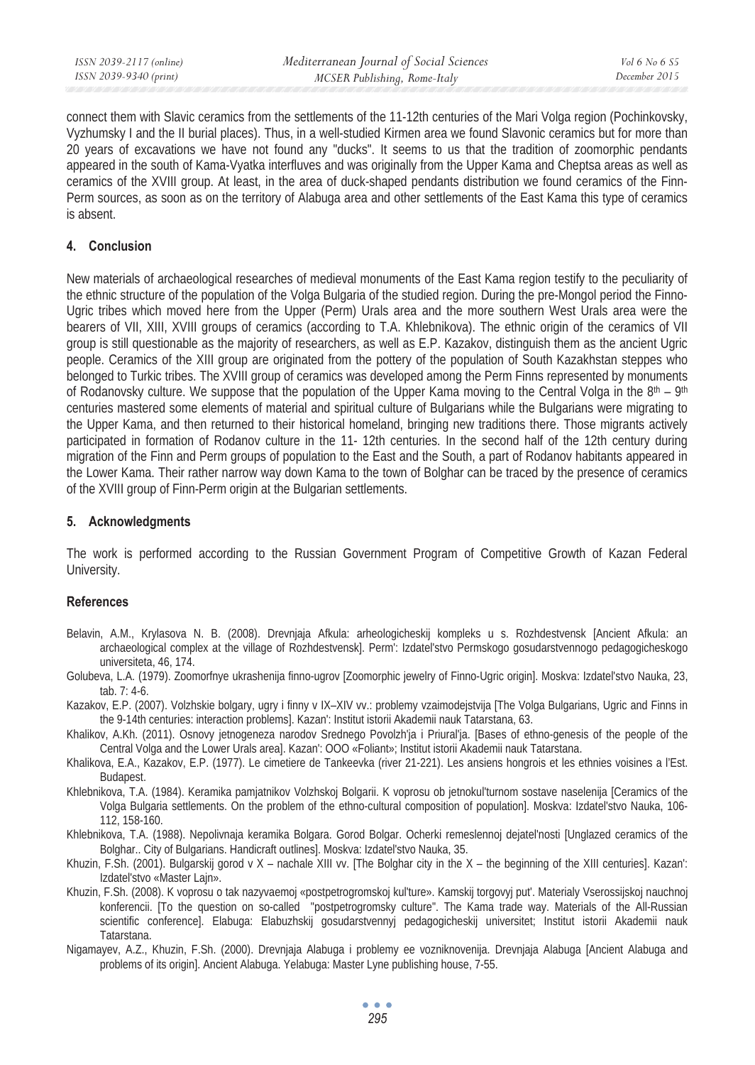connect them with Slavic ceramics from the settlements of the 11-12th centuries of the Mari Volga region (Pochinkovsky, Vyzhumsky I and the II burial places). Thus, in a well-studied Kirmen area we found Slavonic ceramics but for more than 20 years of excavations we have not found any "ducks". It seems to us that the tradition of zoomorphic pendants appeared in the south of Kama-Vyatka interfluves and was originally from the Upper Kama and Cheptsa areas as well as ceramics of the XVIII group. At least, in the area of duck-shaped pendants distribution we found ceramics of the Finn-Perm sources, as soon as on the territory of Alabuga area and other settlements of the East Kama this type of ceramics is absent.

## 4. Conclusion

New materials of archaeological researches of medieval monuments of the East Kama region testify to the peculiarity of the ethnic structure of the population of the Volga Bulgaria of the studied region. During the pre-Mongol period the Finno-Ugric tribes which moved here from the Upper (Perm) Urals area and the more southern West Urals area were the bearers of VII, XIII, XVIII groups of ceramics (according to T.A. Khlebnikova). The ethnic origin of the ceramics of VII group is still questionable as the majority of researchers, as well as E.P. Kazakov, distinguish them as the ancient Ugric people. Ceramics of the XIII group are originated from the pottery of the population of South Kazakhstan steppes who belonged to Turkic tribes. The XVIII group of ceramics was developed among the Perm Finns represented by monuments of Rodanovsky culture. We suppose that the population of the Upper Kama moving to the Central Volga in the 8th – 9th centuries mastered some elements of material and spiritual culture of Bulgarians while the Bulgarians were migrating to the Upper Kama, and then returned to their historical homeland, bringing new traditions there. Those migrants actively participated in formation of Rodanov culture in the 11- 12th centuries. In the second half of the 12th century during migration of the Finn and Perm groups of population to the East and the South, a part of Rodanov habitants appeared in the Lower Kama. Their rather narrow way down Kama to the town of Bolghar can be traced by the presence of ceramics of the XVIII group of Finn-Perm origin at the Bulgarian settlements.

## 5. Acknowledgments

The work is performed according to the Russian Government Program of Competitive Growth of Kazan Federal University.

## References

Belavin, A.M., Krylasova N. B. (2008). Drevnjaja Afkula: arheologicheskij kompleks u s. Rozhdestvensk [Ancient Afkula: an archaeological complex at the village of Rozhdestvensk]. Perm': Izdatel'stvo Permskogo gosudarstvennogo pedagogicheskogo universiteta, 46, 174.

Golubeva, L.A. (1979). Zoomorfnye ukrashenija finno-ugrov [Zoomorphic jewelry of Finno-Ugric origin]. Moskva: Izdatel'stvo Nauka, 23, tab. 7: 4-6.

Kazakov, E.P. (2007). Volzhskie bolgary, ugry i finny v IX–XIV vv.: problemy vzaimodejstvija [The Volga Bulgarians, Ugric and Finns in the 9-14th centuries: interaction problems]. Kazan': Institut istorii Akademii nauk Tatarstana, 63.

Khalikov, A.Kh. (2011). Osnovy jetnogeneza narodov Srednego Povolzh'ja i Priural'ja. [Bases of ethno-genesis of the people of the Central Volga and the Lower Urals area]. Kazan': OOO «Foliant»; Institut istorii Akademii nauk Tatarstana.

Khalikova, E.A., Kazakov, E.P. (1977). Le cimetiere de Tankeevka (river 21-221). Les ansiens hongrois et les ethnies voisines a l'Est. Budapest.

Khlebnikova, T.A. (1984). Keramika pamjatnikov Volzhskoj Bolgarii. K voprosu ob jetnokul'turnom sostave naselenija [Ceramics of the Volga Bulgaria settlements. On the problem of the ethno-cultural composition of population]. Moskva: Izdatel'stvo Nauka, 106-112, 158-160.

Khlebnikova, T.A. (1988). Nepolivnaja keramika Bolgara. Gorod Bolgar. Ocherki remeslennoj dejatel'nosti [Unglazed ceramics of the Bolghar.. City of Bulgarians. Handicraft outlines]. Moskva: Izdatel'stvo Nauka, 35.

Khuzin, F.Sh. (2001). Bulgarskij gorod v X – nachale XIII vv. [The Bolghar city in the X – the beginning of the XIII centuries]. Kazan': Izdatel'stvo «Master Lajn».

Khuzin, F.Sh. (2008). K voprosu o tak nazyvaemoj «postpetrogromskoj kul'ture». Kamskij torgovyj put'. Materialy Vserossijskoj nauchnoj konferencii. [To the question on so-called "postpetrogromsky culture". The Kama trade way. Materials of the All-Russian scientific conference]. Elabuga: Elabuzhskij gosudarstvennyj pedagogicheskij universitet; Institut istorii Akademii nauk Tatarstana.

Nigamayev, A.Z., Khuzin, F.Sh. (2000). Drevnjaja Alabuga i problemy ee vozniknovenija. Drevnjaja Alabuga [Ancient Alabuga and problems of its origin]. Ancient Alabuga. Yelabuga: Master Lyne publishing house, 7-55.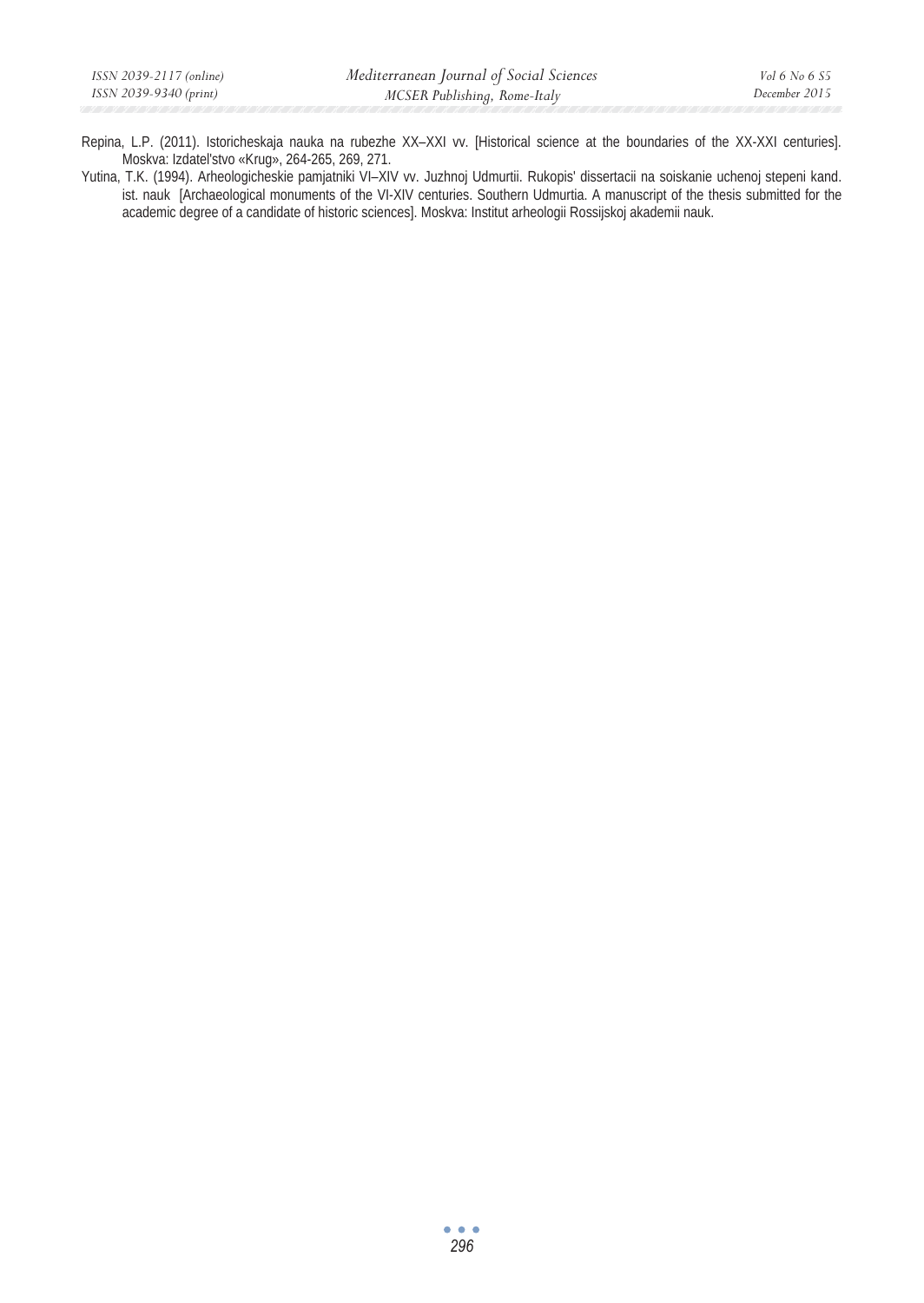Repina, L.P. (2011). Istoricheskaja nauka na rubezhe XX–XXI vv. [Historical science at the boundaries of the XX-XXI centuries]. Moskva: Izdatel'stvo «Krug», 264-265, 269, 271.

Yutina, T.K. (1994). Arheologicheskie pamjatniki VI–XIV vv. Juzhnoj Udmurtii. Rukopis' dissertacii na soiskanie uchenoj stepeni kand. ist. nauk [Archaeological monuments of the VI-XIV centuries. Southern Udmurtia. A manuscript of the thesis submitted for the academic degree of a candidate of historic sciences]. Moskva: Institut arheologii Rossijskoj akademii nauk.